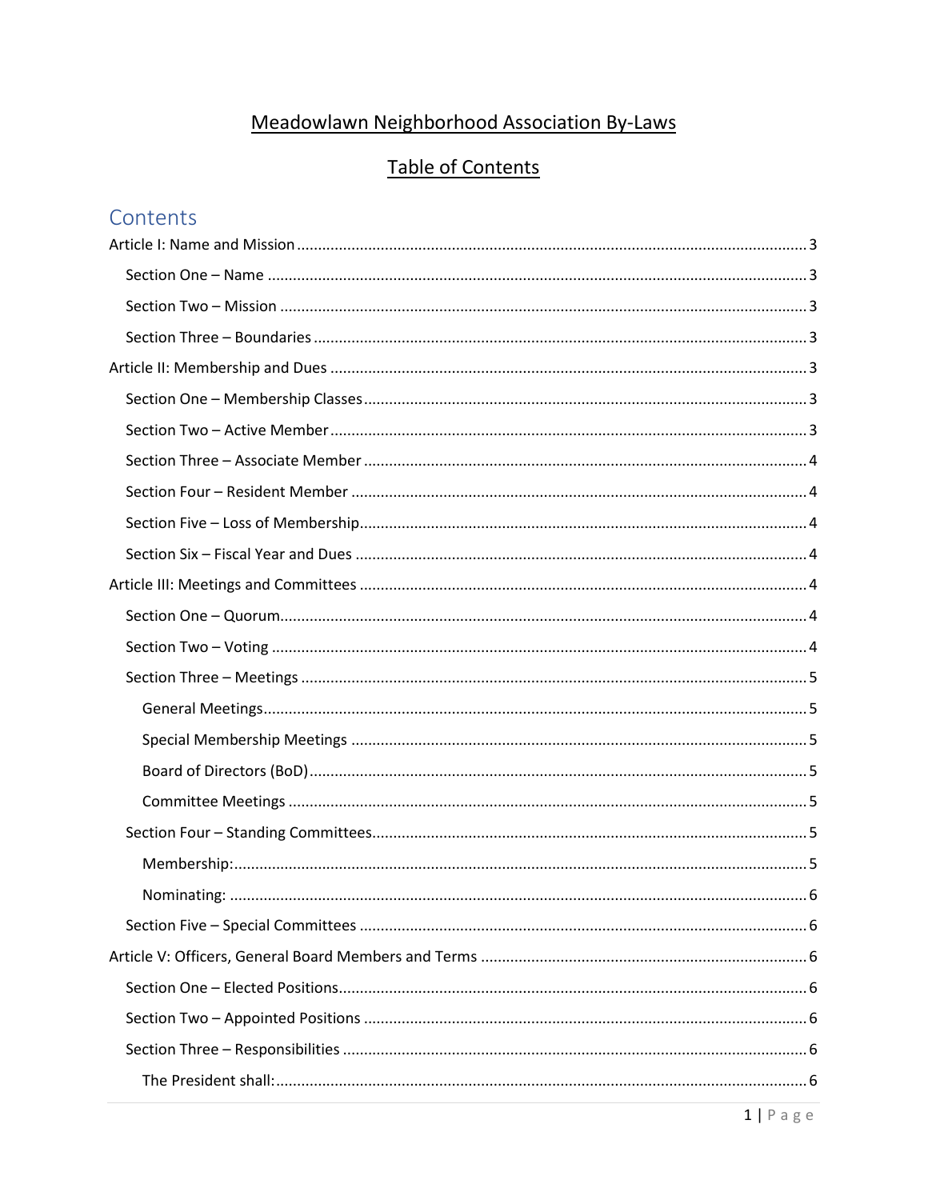# Meadowlawn Neighborhood Association By-Laws

## Table of Contents

### Contents

Article I: Name and Mission ........ 3
- Section One – Name ........ 3
- Section Two – Mission ........ 3
- Section Three – Boundaries ........ 3

Article II: Membership and Dues ........ 3
- Section One – Membership Classes ........ 3
- Section Two – Active Member ........ 3
- Section Three – Associate Member ........ 4
- Section Four – Resident Member ........ 4
- Section Five – Loss of Membership ........ 4
- Section Six – Fiscal Year and Dues ........ 4

Article III: Meetings and Committees ........ 4
- Section One – Quorum ........ 4
- Section Two – Voting ........ 4
- Section Three – Meetings ........ 5
  - General Meetings ........ 5
  - Special Membership Meetings ........ 5
  - Board of Directors (BoD) ........ 5
  - Committee Meetings ........ 5
- Section Four – Standing Committees ........ 5
  - Membership: ........ 5
  - Nominating: ........ 6
- Section Five – Special Committees ........ 6

Article V: Officers, General Board Members and Terms ........ 6
- Section One – Elected Positions ........ 6
- Section Two – Appointed Positions ........ 6
- Section Three – Responsibilities ........ 6
  - The President shall: ........ 6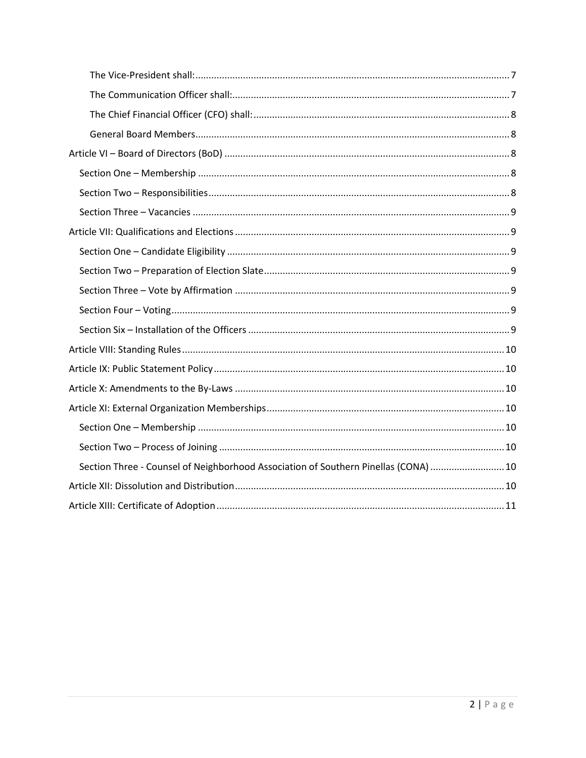- The Vice-President shall: 7
- The Communication Officer shall: 7
- The Chief Financial Officer (CFO) shall: 8
- General Board Members 8

Article VI – Board of Directors (BoD) 8

- Section One – Membership 8
- Section Two – Responsibilities 8
- Section Three – Vacancies 9

Article VII: Qualifications and Elections 9

- Section One – Candidate Eligibility 9
- Section Two – Preparation of Election Slate 9
- Section Three – Vote by Affirmation 9
- Section Four – Voting 9
- Section Six – Installation of the Officers 9

Article VIII: Standing Rules 10

Article IX: Public Statement Policy 10

Article X: Amendments to the By-Laws 10

Article XI: External Organization Memberships 10

- Section One – Membership 10
- Section Two – Process of Joining 10
- Section Three - Counsel of Neighborhood Association of Southern Pinellas (CONA) 10

Article XII: Dissolution and Distribution 10

Article XIII: Certificate of Adoption 11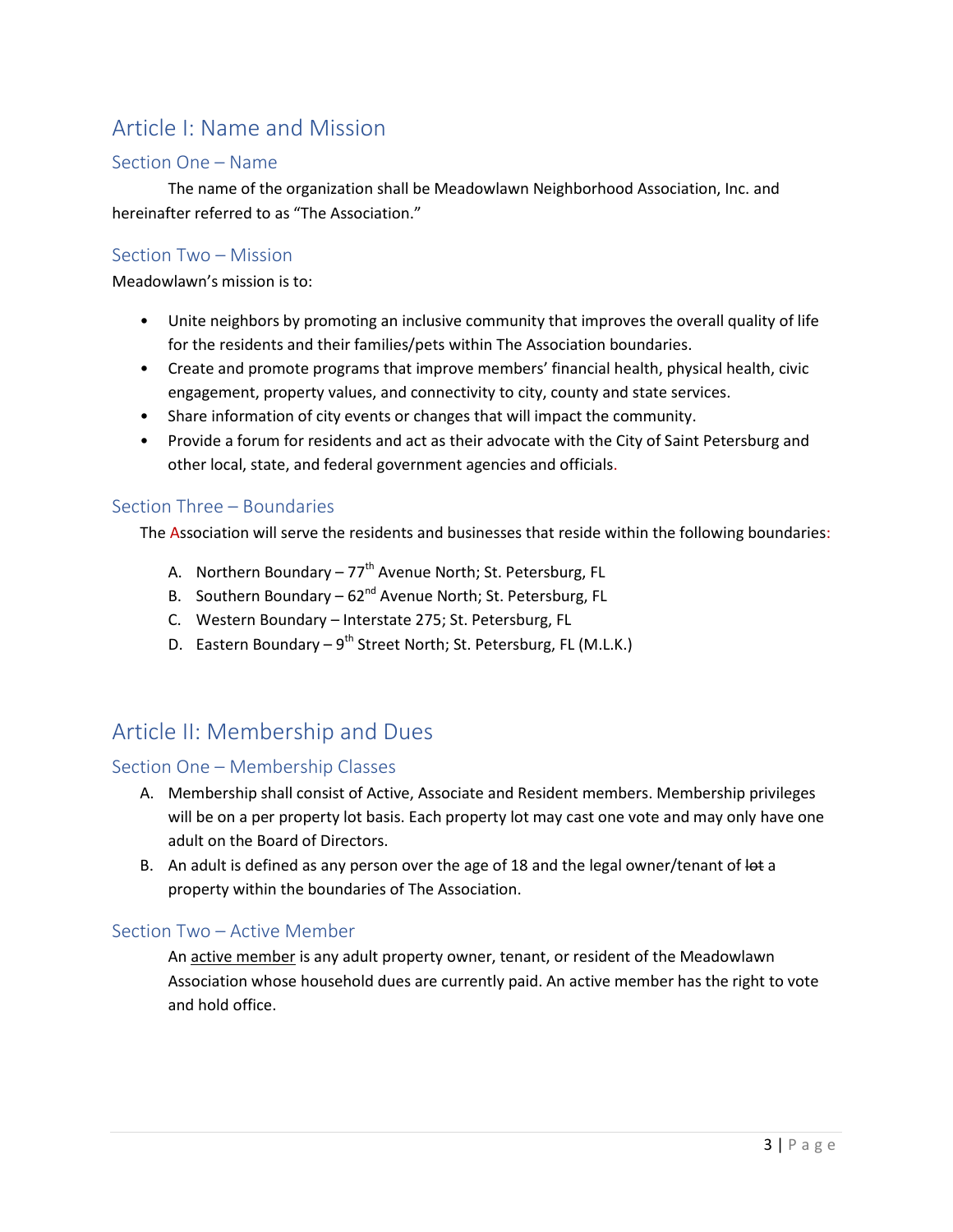# Article I: Name and Mission

## Section One – Name

The name of the organization shall be Meadowlawn Neighborhood Association, Inc. and hereinafter referred to as "The Association."

## Section Two – Mission

Meadowlawn's mission is to:

- Unite neighbors by promoting an inclusive community that improves the overall quality of life for the residents and their families/pets within The Association boundaries.
- Create and promote programs that improve members' financial health, physical health, civic engagement, property values, and connectivity to city, county and state services.
- Share information of city events or changes that will impact the community.
- Provide a forum for residents and act as their advocate with the City of Saint Petersburg and other local, state, and federal government agencies and officials.

## Section Three – Boundaries

The Association will serve the residents and businesses that reside within the following boundaries:

A. Northern Boundary – 77th Avenue North; St. Petersburg, FL
B. Southern Boundary – 62nd Avenue North; St. Petersburg, FL
C. Western Boundary – Interstate 275; St. Petersburg, FL
D. Eastern Boundary – 9th Street North; St. Petersburg, FL (M.L.K.)

# Article II: Membership and Dues

## Section One – Membership Classes

A. Membership shall consist of Active, Associate and Resident members. Membership privileges will be on a per property lot basis. Each property lot may cast one vote and may only have one adult on the Board of Directors.
B. An adult is defined as any person over the age of 18 and the legal owner/tenant of ~~lot~~ a property within the boundaries of The Association.

## Section Two – Active Member

An <u>active member</u> is any adult property owner, tenant, or resident of the Meadowlawn Association whose household dues are currently paid. An active member has the right to vote and hold office.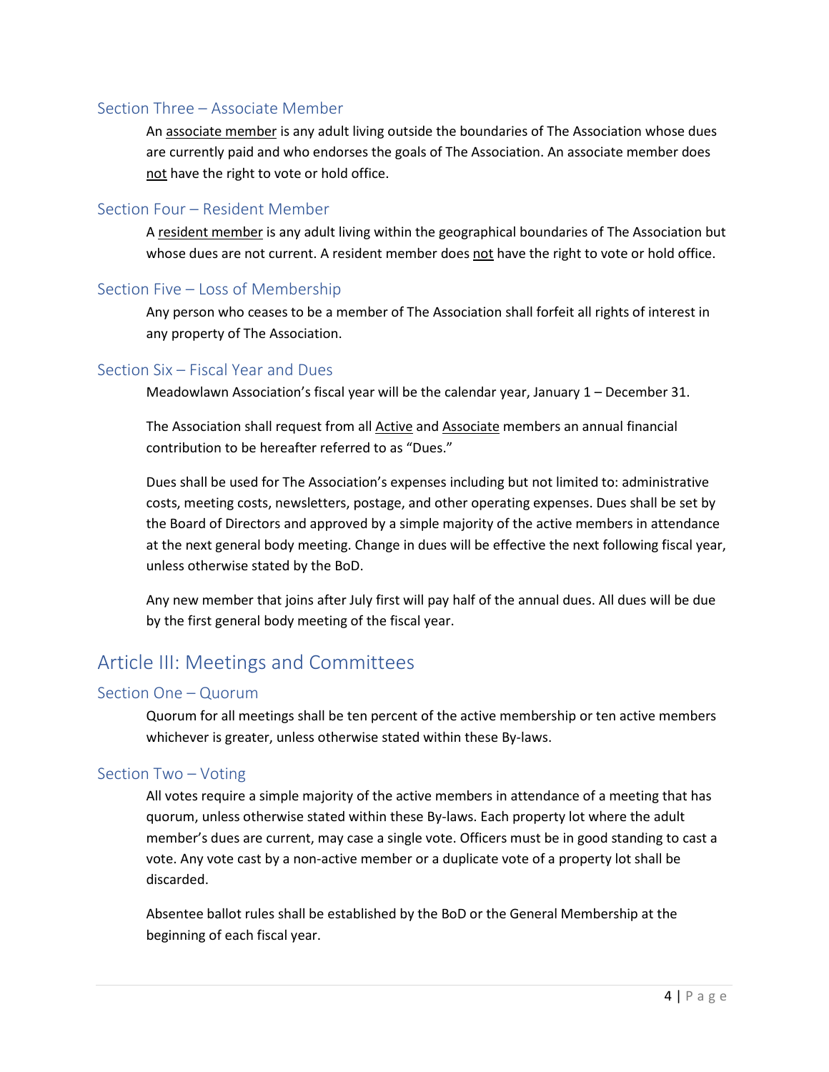### Section Three – Associate Member

An associate member is any adult living outside the boundaries of The Association whose dues are currently paid and who endorses the goals of The Association. An associate member does not have the right to vote or hold office.

### Section Four – Resident Member

A resident member is any adult living within the geographical boundaries of The Association but whose dues are not current. A resident member does not have the right to vote or hold office.

### Section Five – Loss of Membership

Any person who ceases to be a member of The Association shall forfeit all rights of interest in any property of The Association.

### Section Six – Fiscal Year and Dues

Meadowlawn Association's fiscal year will be the calendar year, January 1 – December 31.

The Association shall request from all Active and Associate members an annual financial contribution to be hereafter referred to as "Dues."

Dues shall be used for The Association's expenses including but not limited to: administrative costs, meeting costs, newsletters, postage, and other operating expenses. Dues shall be set by the Board of Directors and approved by a simple majority of the active members in attendance at the next general body meeting. Change in dues will be effective the next following fiscal year, unless otherwise stated by the BoD.

Any new member that joins after July first will pay half of the annual dues. All dues will be due by the first general body meeting of the fiscal year.

## Article III: Meetings and Committees

### Section One – Quorum

Quorum for all meetings shall be ten percent of the active membership or ten active members whichever is greater, unless otherwise stated within these By-laws.

### Section Two – Voting

All votes require a simple majority of the active members in attendance of a meeting that has quorum, unless otherwise stated within these By-laws. Each property lot where the adult member's dues are current, may case a single vote. Officers must be in good standing to cast a vote. Any vote cast by a non-active member or a duplicate vote of a property lot shall be discarded.

Absentee ballot rules shall be established by the BoD or the General Membership at the beginning of each fiscal year.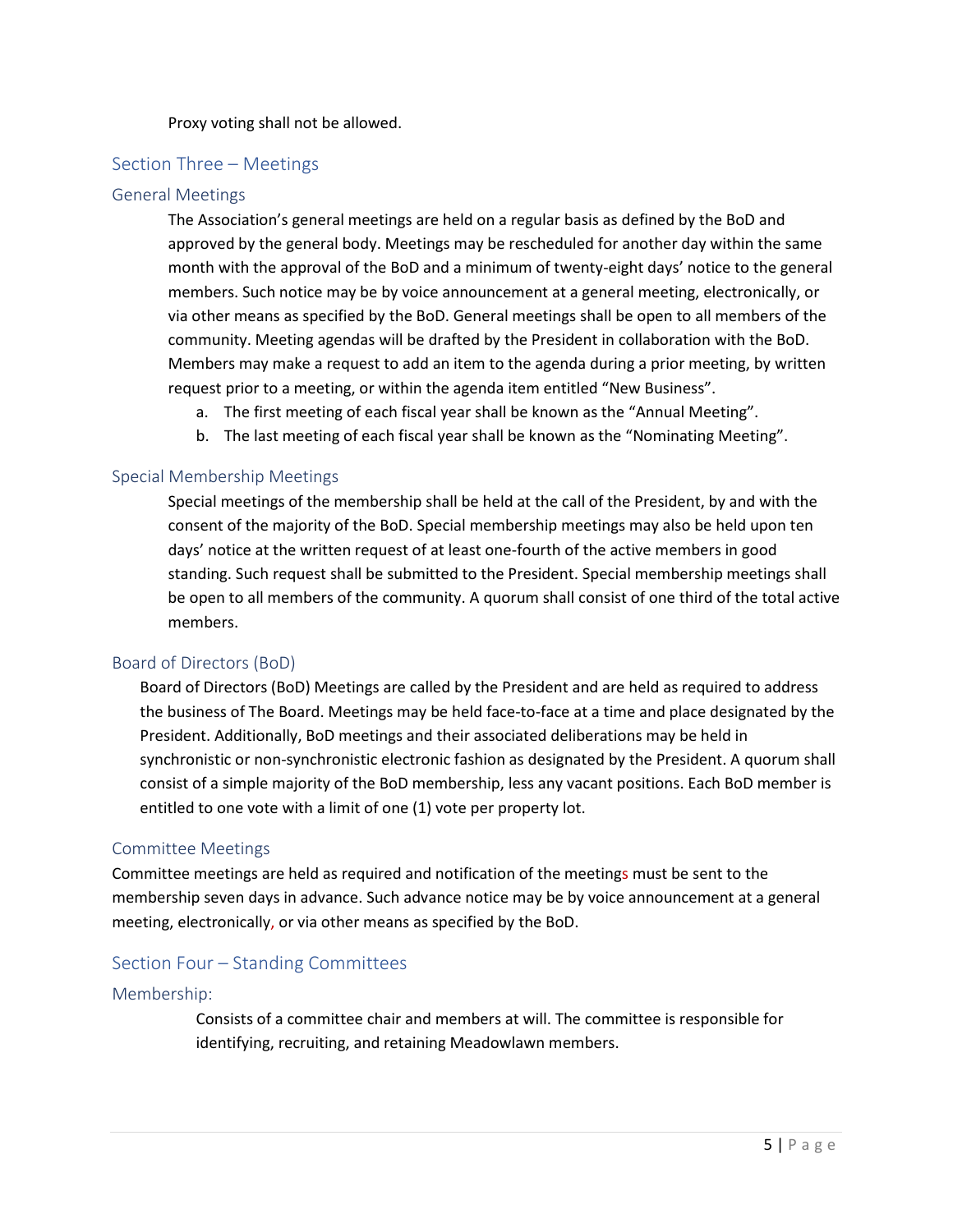Proxy voting shall not be allowed.

## Section Three – Meetings

### General Meetings

The Association's general meetings are held on a regular basis as defined by the BoD and approved by the general body. Meetings may be rescheduled for another day within the same month with the approval of the BoD and a minimum of twenty-eight days' notice to the general members. Such notice may be by voice announcement at a general meeting, electronically, or via other means as specified by the BoD. General meetings shall be open to all members of the community. Meeting agendas will be drafted by the President in collaboration with the BoD. Members may make a request to add an item to the agenda during a prior meeting, by written request prior to a meeting, or within the agenda item entitled "New Business".

a. The first meeting of each fiscal year shall be known as the "Annual Meeting".
b. The last meeting of each fiscal year shall be known as the "Nominating Meeting".

### Special Membership Meetings

Special meetings of the membership shall be held at the call of the President, by and with the consent of the majority of the BoD. Special membership meetings may also be held upon ten days' notice at the written request of at least one-fourth of the active members in good standing. Such request shall be submitted to the President. Special membership meetings shall be open to all members of the community. A quorum shall consist of one third of the total active members.

### Board of Directors (BoD)

Board of Directors (BoD) Meetings are called by the President and are held as required to address the business of The Board. Meetings may be held face-to-face at a time and place designated by the President. Additionally, BoD meetings and their associated deliberations may be held in synchronistic or non-synchronistic electronic fashion as designated by the President. A quorum shall consist of a simple majority of the BoD membership, less any vacant positions. Each BoD member is entitled to one vote with a limit of one (1) vote per property lot.

### Committee Meetings

Committee meetings are held as required and notification of the meetings must be sent to the membership seven days in advance. Such advance notice may be by voice announcement at a general meeting, electronically, or via other means as specified by the BoD.

## Section Four – Standing Committees

### Membership:

Consists of a committee chair and members at will. The committee is responsible for identifying, recruiting, and retaining Meadowlawn members.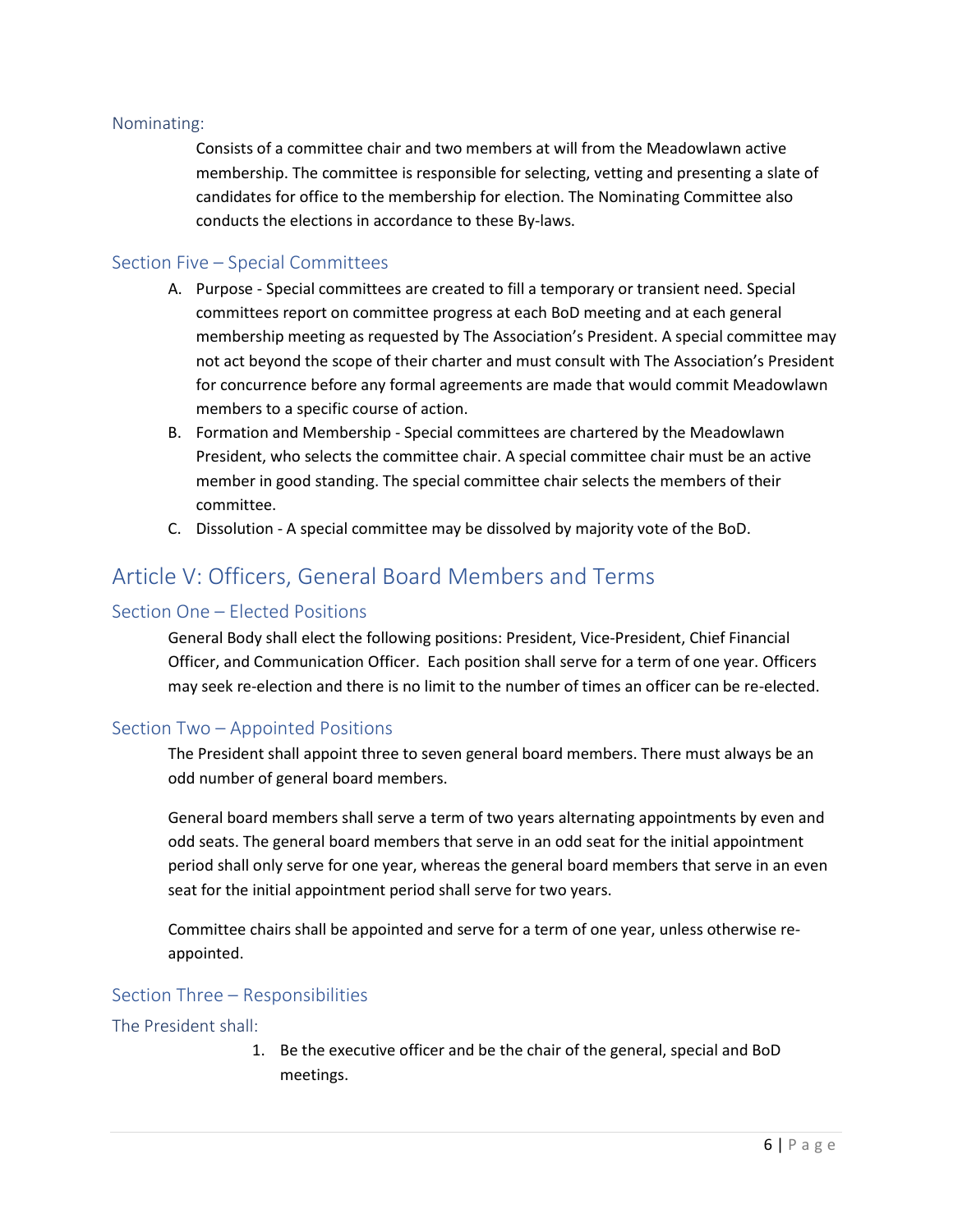### Nominating:

Consists of a committee chair and two members at will from the Meadowlawn active membership. The committee is responsible for selecting, vetting and presenting a slate of candidates for office to the membership for election. The Nominating Committee also conducts the elections in accordance to these By-laws.

### Section Five – Special Committees

A. Purpose - Special committees are created to fill a temporary or transient need. Special committees report on committee progress at each BoD meeting and at each general membership meeting as requested by The Association's President. A special committee may not act beyond the scope of their charter and must consult with The Association's President for concurrence before any formal agreements are made that would commit Meadowlawn members to a specific course of action.
B. Formation and Membership - Special committees are chartered by the Meadowlawn President, who selects the committee chair. A special committee chair must be an active member in good standing. The special committee chair selects the members of their committee.
C. Dissolution - A special committee may be dissolved by majority vote of the BoD.

## Article V: Officers, General Board Members and Terms

### Section One – Elected Positions

General Body shall elect the following positions: President, Vice-President, Chief Financial Officer, and Communication Officer. Each position shall serve for a term of one year. Officers may seek re-election and there is no limit to the number of times an officer can be re-elected.

### Section Two – Appointed Positions

The President shall appoint three to seven general board members. There must always be an odd number of general board members.

General board members shall serve a term of two years alternating appointments by even and odd seats. The general board members that serve in an odd seat for the initial appointment period shall only serve for one year, whereas the general board members that serve in an even seat for the initial appointment period shall serve for two years.

Committee chairs shall be appointed and serve for a term of one year, unless otherwise re-appointed.

### Section Three – Responsibilities

#### The President shall:

1. Be the executive officer and be the chair of the general, special and BoD meetings.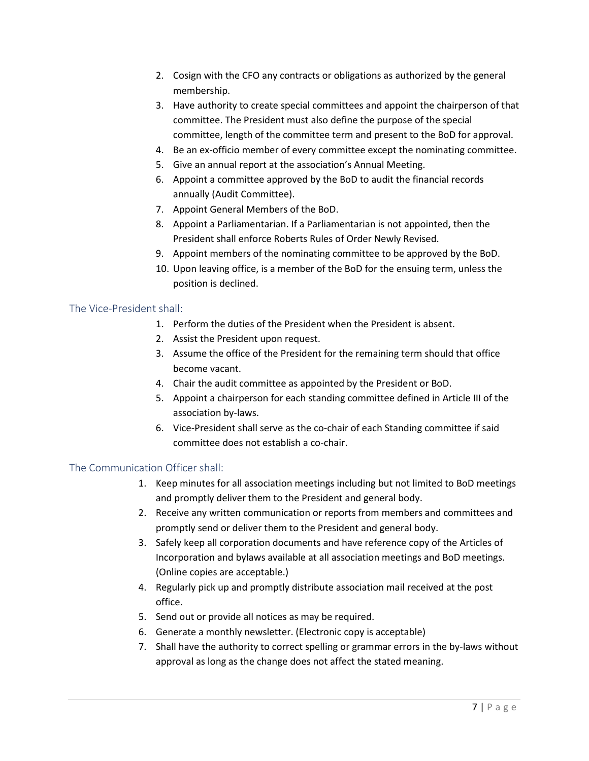2. Cosign with the CFO any contracts or obligations as authorized by the general membership.
3. Have authority to create special committees and appoint the chairperson of that committee. The President must also define the purpose of the special committee, length of the committee term and present to the BoD for approval.
4. Be an ex-officio member of every committee except the nominating committee.
5. Give an annual report at the association's Annual Meeting.
6. Appoint a committee approved by the BoD to audit the financial records annually (Audit Committee).
7. Appoint General Members of the BoD.
8. Appoint a Parliamentarian. If a Parliamentarian is not appointed, then the President shall enforce Roberts Rules of Order Newly Revised.
9. Appoint members of the nominating committee to be approved by the BoD.
10. Upon leaving office, is a member of the BoD for the ensuing term, unless the position is declined.

### The Vice-President shall:

1. Perform the duties of the President when the President is absent.
2. Assist the President upon request.
3. Assume the office of the President for the remaining term should that office become vacant.
4. Chair the audit committee as appointed by the President or BoD.
5. Appoint a chairperson for each standing committee defined in Article III of the association by-laws.
6. Vice-President shall serve as the co-chair of each Standing committee if said committee does not establish a co-chair.

### The Communication Officer shall:

1. Keep minutes for all association meetings including but not limited to BoD meetings and promptly deliver them to the President and general body.
2. Receive any written communication or reports from members and committees and promptly send or deliver them to the President and general body.
3. Safely keep all corporation documents and have reference copy of the Articles of Incorporation and bylaws available at all association meetings and BoD meetings. (Online copies are acceptable.)
4. Regularly pick up and promptly distribute association mail received at the post office.
5. Send out or provide all notices as may be required.
6. Generate a monthly newsletter. (Electronic copy is acceptable)
7. Shall have the authority to correct spelling or grammar errors in the by-laws without approval as long as the change does not affect the stated meaning.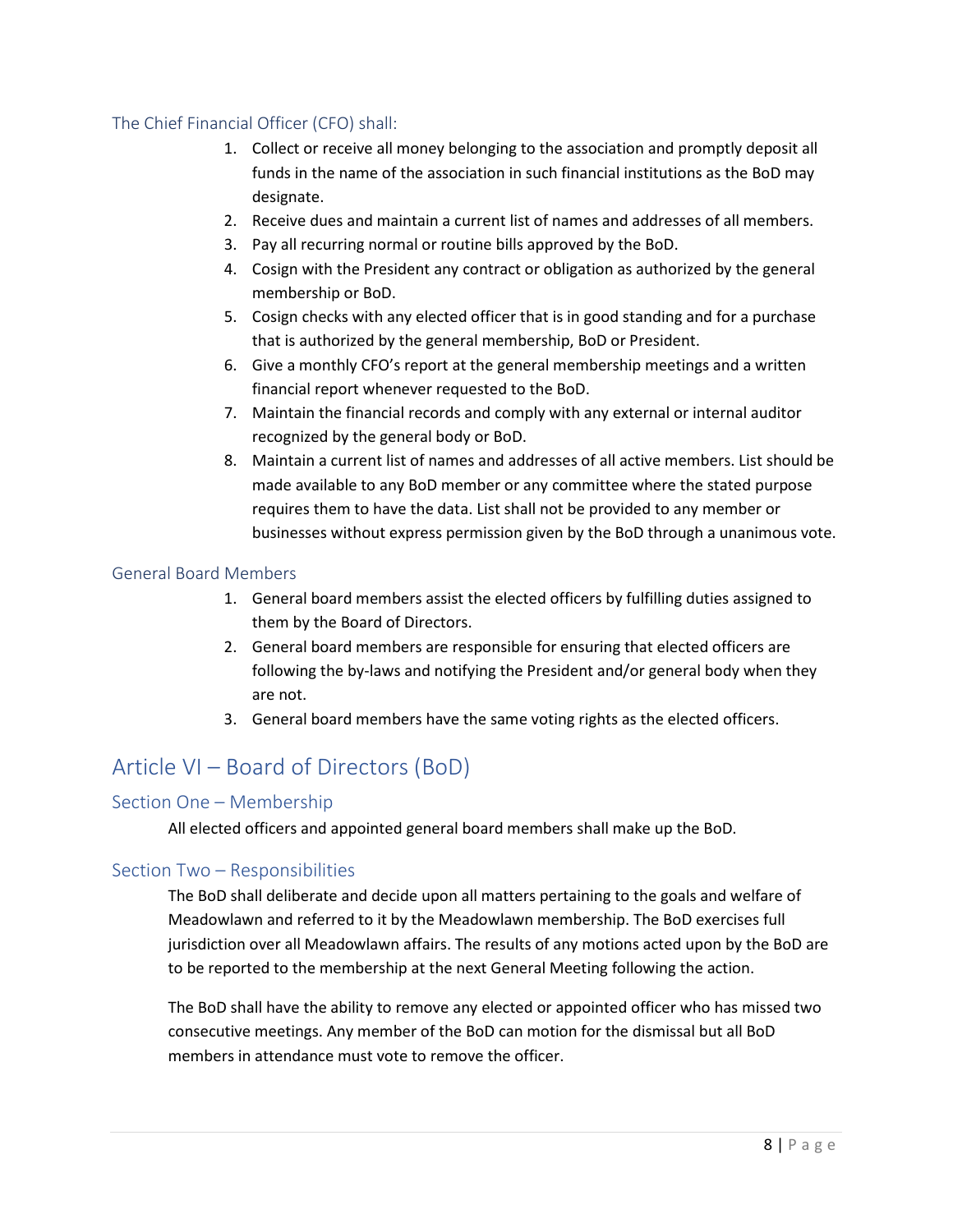### The Chief Financial Officer (CFO) shall:

1. Collect or receive all money belonging to the association and promptly deposit all funds in the name of the association in such financial institutions as the BoD may designate.
2. Receive dues and maintain a current list of names and addresses of all members.
3. Pay all recurring normal or routine bills approved by the BoD.
4. Cosign with the President any contract or obligation as authorized by the general membership or BoD.
5. Cosign checks with any elected officer that is in good standing and for a purchase that is authorized by the general membership, BoD or President.
6. Give a monthly CFO's report at the general membership meetings and a written financial report whenever requested to the BoD.
7. Maintain the financial records and comply with any external or internal auditor recognized by the general body or BoD.
8. Maintain a current list of names and addresses of all active members. List should be made available to any BoD member or any committee where the stated purpose requires them to have the data. List shall not be provided to any member or businesses without express permission given by the BoD through a unanimous vote.

### General Board Members

1. General board members assist the elected officers by fulfilling duties assigned to them by the Board of Directors.
2. General board members are responsible for ensuring that elected officers are following the by-laws and notifying the President and/or general body when they are not.
3. General board members have the same voting rights as the elected officers.

## Article VI – Board of Directors (BoD)

### Section One – Membership

All elected officers and appointed general board members shall make up the BoD.

### Section Two – Responsibilities

The BoD shall deliberate and decide upon all matters pertaining to the goals and welfare of Meadowlawn and referred to it by the Meadowlawn membership. The BoD exercises full jurisdiction over all Meadowlawn affairs. The results of any motions acted upon by the BoD are to be reported to the membership at the next General Meeting following the action.

The BoD shall have the ability to remove any elected or appointed officer who has missed two consecutive meetings. Any member of the BoD can motion for the dismissal but all BoD members in attendance must vote to remove the officer.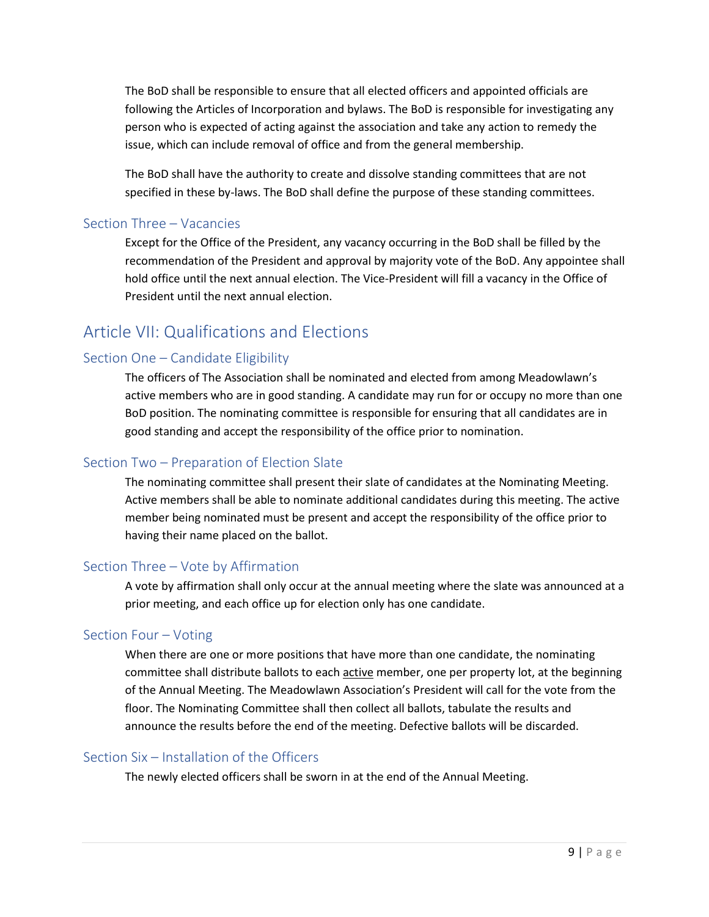The BoD shall be responsible to ensure that all elected officers and appointed officials are following the Articles of Incorporation and bylaws. The BoD is responsible for investigating any person who is expected of acting against the association and take any action to remedy the issue, which can include removal of office and from the general membership.

The BoD shall have the authority to create and dissolve standing committees that are not specified in these by-laws. The BoD shall define the purpose of these standing committees.

### Section Three – Vacancies

Except for the Office of the President, any vacancy occurring in the BoD shall be filled by the recommendation of the President and approval by majority vote of the BoD. Any appointee shall hold office until the next annual election. The Vice-President will fill a vacancy in the Office of President until the next annual election.

## Article VII: Qualifications and Elections

### Section One – Candidate Eligibility

The officers of The Association shall be nominated and elected from among Meadowlawn's active members who are in good standing. A candidate may run for or occupy no more than one BoD position. The nominating committee is responsible for ensuring that all candidates are in good standing and accept the responsibility of the office prior to nomination.

### Section Two – Preparation of Election Slate

The nominating committee shall present their slate of candidates at the Nominating Meeting. Active members shall be able to nominate additional candidates during this meeting. The active member being nominated must be present and accept the responsibility of the office prior to having their name placed on the ballot.

### Section Three – Vote by Affirmation

A vote by affirmation shall only occur at the annual meeting where the slate was announced at a prior meeting, and each office up for election only has one candidate.

### Section Four – Voting

When there are one or more positions that have more than one candidate, the nominating committee shall distribute ballots to each <u>active</u> member, one per property lot, at the beginning of the Annual Meeting. The Meadowlawn Association's President will call for the vote from the floor. The Nominating Committee shall then collect all ballots, tabulate the results and announce the results before the end of the meeting. Defective ballots will be discarded.

### Section Six – Installation of the Officers

The newly elected officers shall be sworn in at the end of the Annual Meeting.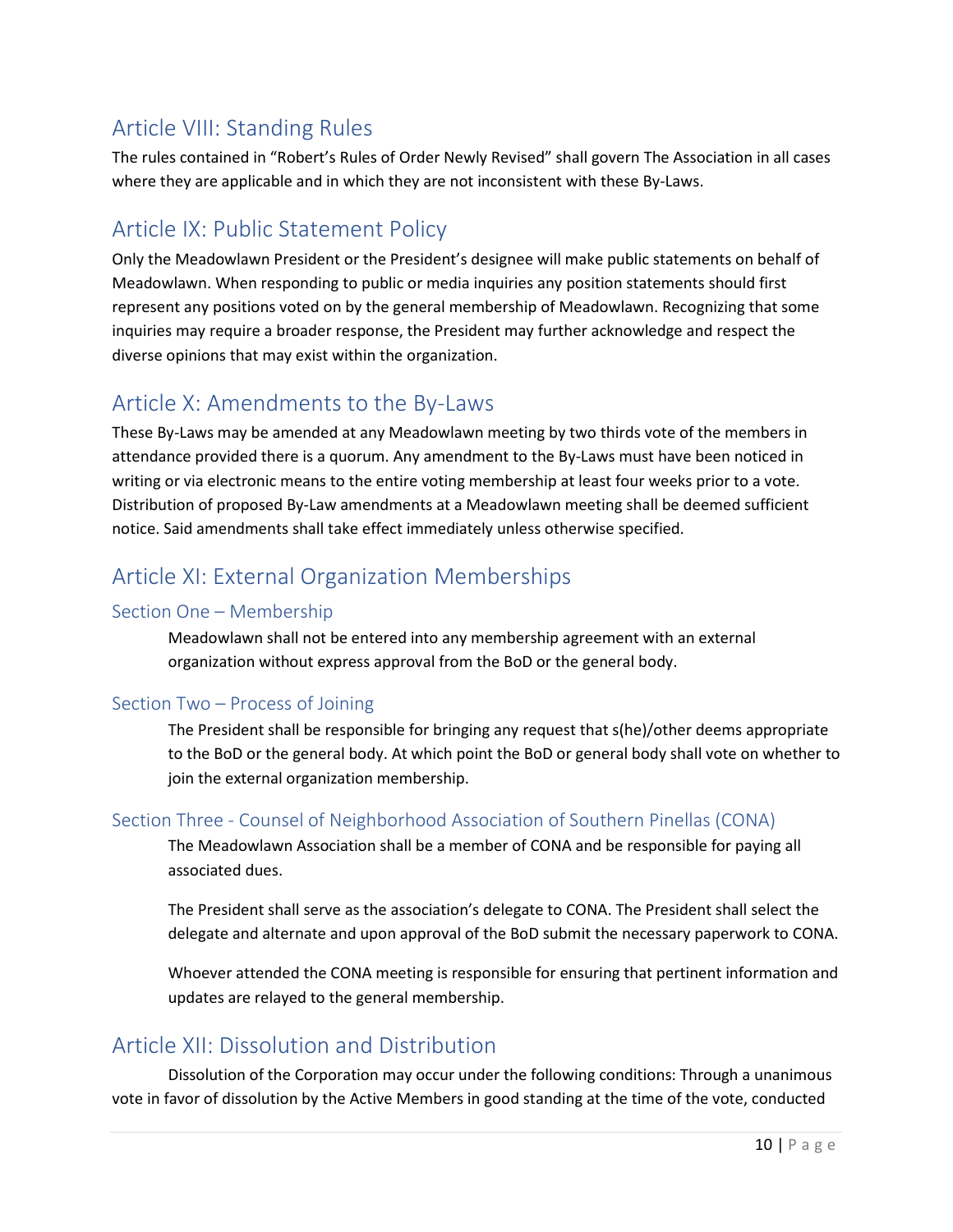## Article VIII: Standing Rules

The rules contained in "Robert's Rules of Order Newly Revised" shall govern The Association in all cases where they are applicable and in which they are not inconsistent with these By-Laws.

## Article IX: Public Statement Policy

Only the Meadowlawn President or the President's designee will make public statements on behalf of Meadowlawn. When responding to public or media inquiries any position statements should first represent any positions voted on by the general membership of Meadowlawn. Recognizing that some inquiries may require a broader response, the President may further acknowledge and respect the diverse opinions that may exist within the organization.

## Article X: Amendments to the By-Laws

These By-Laws may be amended at any Meadowlawn meeting by two thirds vote of the members in attendance provided there is a quorum. Any amendment to the By-Laws must have been noticed in writing or via electronic means to the entire voting membership at least four weeks prior to a vote. Distribution of proposed By-Law amendments at a Meadowlawn meeting shall be deemed sufficient notice. Said amendments shall take effect immediately unless otherwise specified.

## Article XI: External Organization Memberships

### Section One – Membership

Meadowlawn shall not be entered into any membership agreement with an external organization without express approval from the BoD or the general body.

### Section Two – Process of Joining

The President shall be responsible for bringing any request that s(he)/other deems appropriate to the BoD or the general body. At which point the BoD or general body shall vote on whether to join the external organization membership.

### Section Three - Counsel of Neighborhood Association of Southern Pinellas (CONA)

The Meadowlawn Association shall be a member of CONA and be responsible for paying all associated dues.

The President shall serve as the association's delegate to CONA. The President shall select the delegate and alternate and upon approval of the BoD submit the necessary paperwork to CONA.

Whoever attended the CONA meeting is responsible for ensuring that pertinent information and updates are relayed to the general membership.

## Article XII: Dissolution and Distribution

Dissolution of the Corporation may occur under the following conditions: Through a unanimous vote in favor of dissolution by the Active Members in good standing at the time of the vote, conducted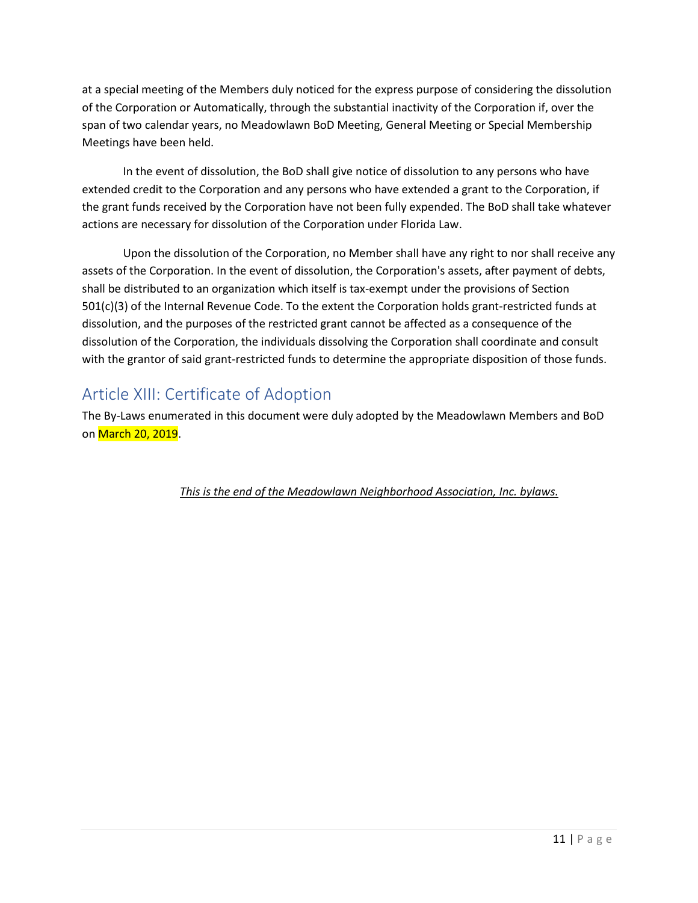at a special meeting of the Members duly noticed for the express purpose of considering the dissolution of the Corporation or Automatically, through the substantial inactivity of the Corporation if, over the span of two calendar years, no Meadowlawn BoD Meeting, General Meeting or Special Membership Meetings have been held.

In the event of dissolution, the BoD shall give notice of dissolution to any persons who have extended credit to the Corporation and any persons who have extended a grant to the Corporation, if the grant funds received by the Corporation have not been fully expended. The BoD shall take whatever actions are necessary for dissolution of the Corporation under Florida Law.

Upon the dissolution of the Corporation, no Member shall have any right to nor shall receive any assets of the Corporation. In the event of dissolution, the Corporation's assets, after payment of debts, shall be distributed to an organization which itself is tax-exempt under the provisions of Section 501(c)(3) of the Internal Revenue Code. To the extent the Corporation holds grant-restricted funds at dissolution, and the purposes of the restricted grant cannot be affected as a consequence of the dissolution of the Corporation, the individuals dissolving the Corporation shall coordinate and consult with the grantor of said grant-restricted funds to determine the appropriate disposition of those funds.

## Article XIII: Certificate of Adoption

The By-Laws enumerated in this document were duly adopted by the Meadowlawn Members and BoD on March 20, 2019.

*This is the end of the Meadowlawn Neighborhood Association, Inc. bylaws.*